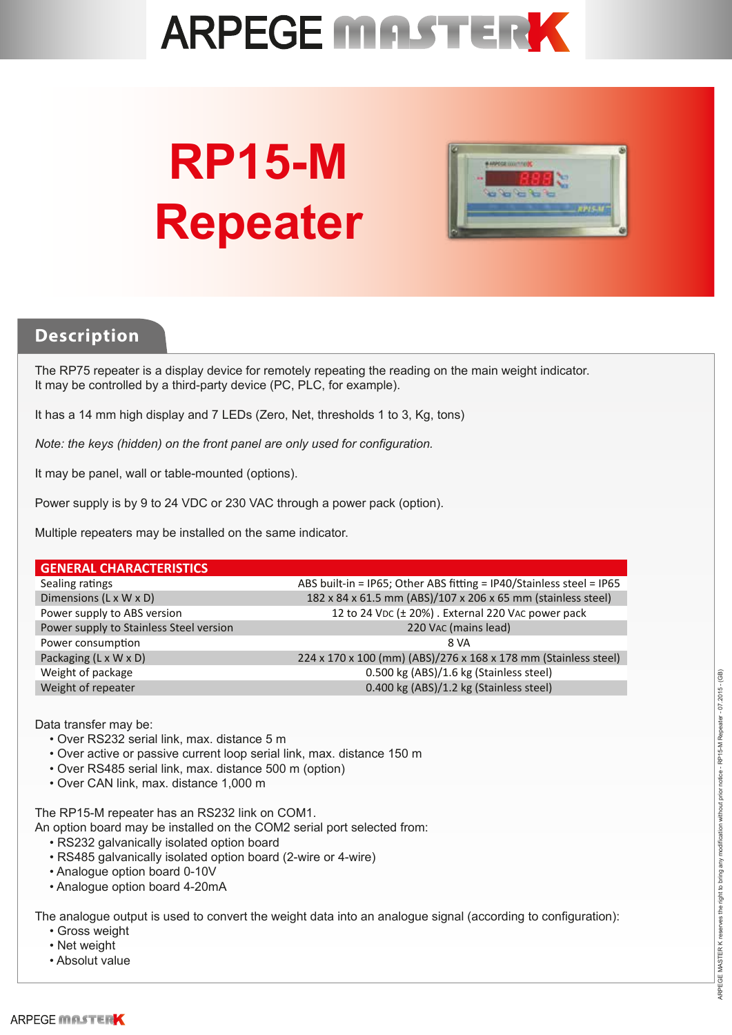# ARPEGE MASTERK

# RP15-M Repeater

## Description

The RP75 repeater is a display device for remotely repeating the reading on the main weight indicator.
It may be controlled by a third-party device (PC, PLC, for example).

It has a 14 mm high display and 7 LEDs (Zero, Net, thresholds 1 to 3, Kg, tons)

*Note: the keys (hidden) on the front panel are only used for configuration.*

It may be panel, wall or table-mounted (options).

Power supply is by 9 to 24 VDC or 230 VAC through a power pack (option).

Multiple repeaters may be installed on the same indicator.

| GENERAL CHARACTERISTICS | |
|---|---|
| Sealing ratings | ABS built-in = IP65; Other ABS fitting = IP40/Stainless steel = IP65 |
| Dimensions (L x W x D) | 182 x 84 x 61.5 mm (ABS)/107 x 206 x 65 mm (stainless steel) |
| Power supply to ABS version | 12 to 24 VDC (± 20%) . External 220 VAC power pack |
| Power supply to Stainless Steel version | 220 VAC (mains lead) |
| Power consumption | 8 VA |
| Packaging (L x W x D) | 224 x 170 x 100 (mm) (ABS)/276 x 168 x 178 mm (Stainless steel) |
| Weight of package | 0.500 kg (ABS)/1.6 kg (Stainless steel) |
| Weight of repeater | 0.400 kg (ABS)/1.2 kg (Stainless steel) |

Data transfer may be:

- Over RS232 serial link, max. distance 5 m
- Over active or passive current loop serial link, max. distance 150 m
- Over RS485 serial link, max. distance 500 m (option)
- Over CAN link, max. distance 1,000 m

The RP15-M repeater has an RS232 link on COM1.
An option board may be installed on the COM2 serial port selected from:

- RS232 galvanically isolated option board
- RS485 galvanically isolated option board (2-wire or 4-wire)
- Analogue option board 0-10V
- Analogue option board 4-20mA

The analogue output is used to convert the weight data into an analogue signal (according to configuration):

- Gross weight
- Net weight
- Absolut value

ARPEGE MASTER K reserves the right to bring any modification without prior notice - RP15-M Repeater - 07.2015 - (GB)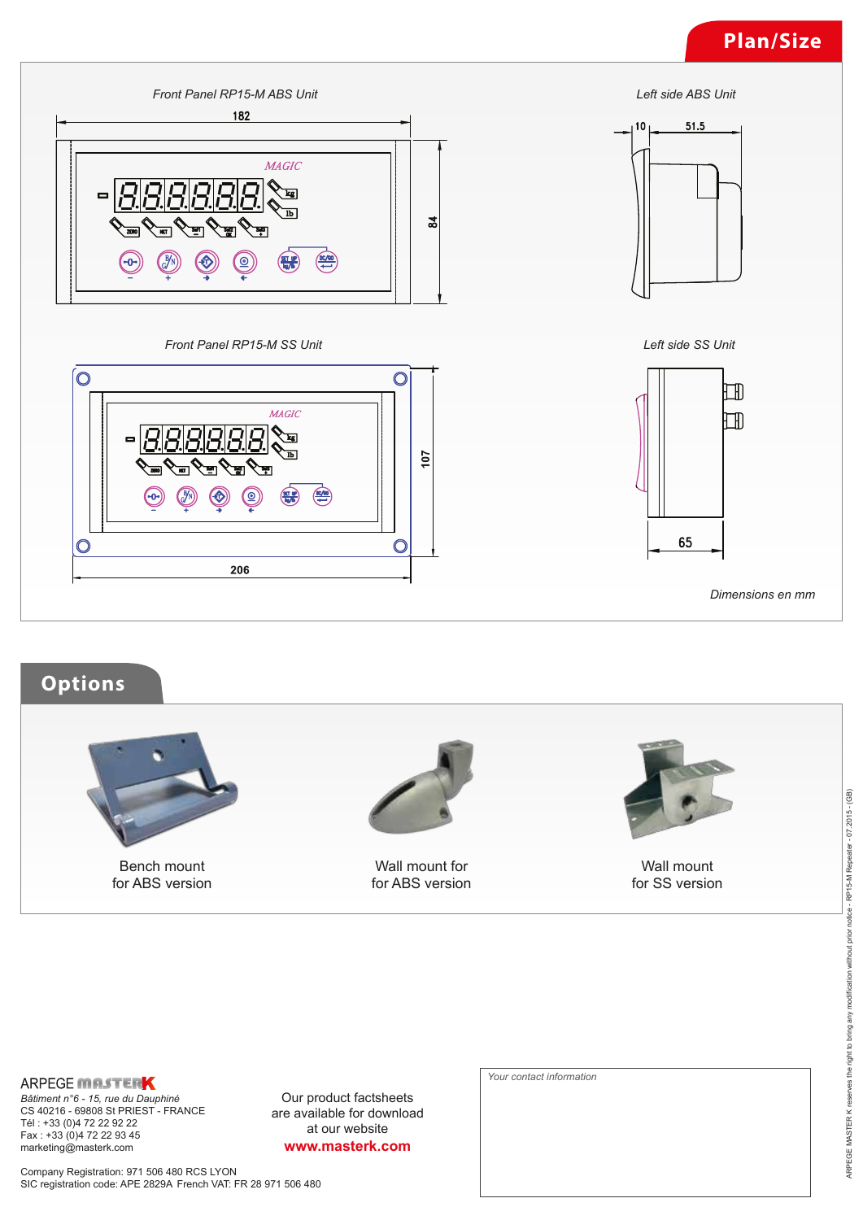## Plan/Size

*Front Panel RP15-M ABS Unit*

182

84

*Left side ABS Unit*

10

51.5

*Front Panel RP15-M SS Unit*

107

206

*Left side SS Unit*

65

*Dimensions en mm*

## Options

Bench mount
for ABS version

Wall mount for
for ABS version

Wall mount
for SS version

ARPEGE MASTERK
*Bâtiment n°6 - 15, rue du Dauphiné*
CS 40216 - 69808 St PRIEST - FRANCE
Tél : +33 (0)4 72 22 92 22
Fax : +33 (0)4 72 22 93 45
marketing@masterk.com

Our product factsheets
are available for download
at our website
**www.masterk.com**

*Your contact information*

Company Registration: 971 506 480 RCS LYON
SIC registration code: APE 2829A French VAT: FR 28 971 506 480

ARPEGE MASTER K reserves the right to bring any modification without prior notice - RP15-M Repeater - 07.2015 - (GB)